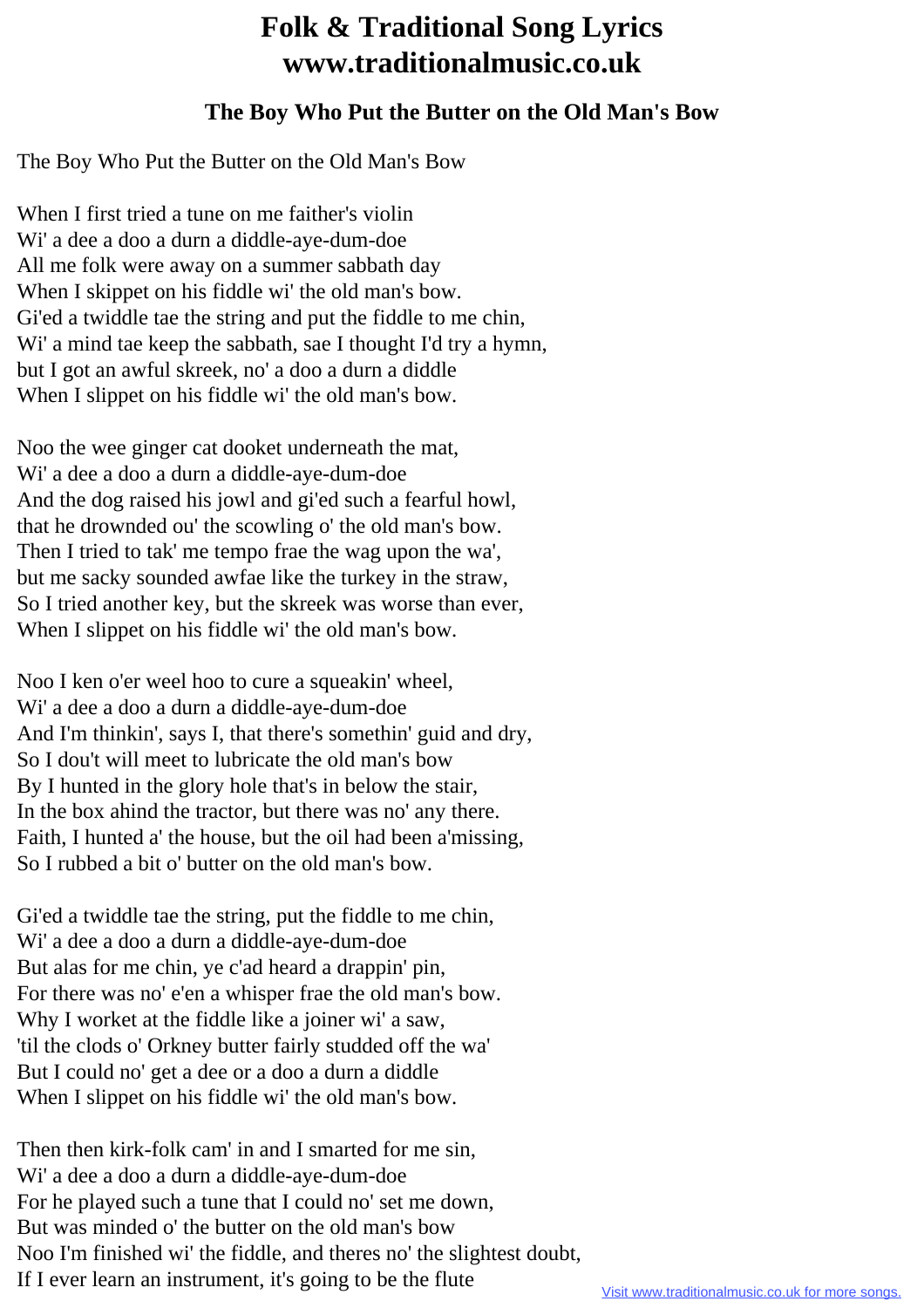# Folk & Traditional Song Lyrics www.traditionalmusic.co.uk

## The Boy Who Put the Butter on the Old Man's Bow

The Boy Who Put the Butter on the Old Man's Bow

When I first tried a tune on me faither's violin
Wi' a dee a doo a durn a diddle-aye-dum-doe
All me folk were away on a summer sabbath day
When I skippet on his fiddle wi' the old man's bow.
Gi'ed a twiddle tae the string and put the fiddle to me chin,
Wi' a mind tae keep the sabbath, sae I thought I'd try a hymn,
but I got an awful skreek, no' a doo a durn a diddle
When I slippet on his fiddle wi' the old man's bow.

Noo the wee ginger cat dooket underneath the mat,
Wi' a dee a doo a durn a diddle-aye-dum-doe
And the dog raised his jowl and gi'ed such a fearful howl,
that he drownded ou' the scowling o' the old man's bow.
Then I tried to tak' me tempo frae the wag upon the wa',
but me sacky sounded awfae like the turkey in the straw,
So I tried another key, but the skreek was worse than ever,
When I slippet on his fiddle wi' the old man's bow.

Noo I ken o'er weel hoo to cure a squeakin' wheel,
Wi' a dee a doo a durn a diddle-aye-dum-doe
And I'm thinkin', says I, that there's somethin' guid and dry,
So I dou't will meet to lubricate the old man's bow
By I hunted in the glory hole that's in below the stair,
In the box ahind the tractor, but there was no' any there.
Faith, I hunted a' the house, but the oil had been a'missing,
So I rubbed a bit o' butter on the old man's bow.

Gi'ed a twiddle tae the string, put the fiddle to me chin,
Wi' a dee a doo a durn a diddle-aye-dum-doe
But alas for me chin, ye c'ad heard a drappin' pin,
For there was no' e'en a whisper frae the old man's bow.
Why I worket at the fiddle like a joiner wi' a saw,
'til the clods o' Orkney butter fairly studded off the wa'
But I could no' get a dee or a doo a durn a diddle
When I slippet on his fiddle wi' the old man's bow.

Then then kirk-folk cam' in and I smarted for me sin,
Wi' a dee a doo a durn a diddle-aye-dum-doe
For he played such a tune that I could no' set me down,
But was minded o' the butter on the old man's bow
Noo I'm finished wi' the fiddle, and theres no' the slightest doubt,
If I ever learn an instrument, it's going to be the flute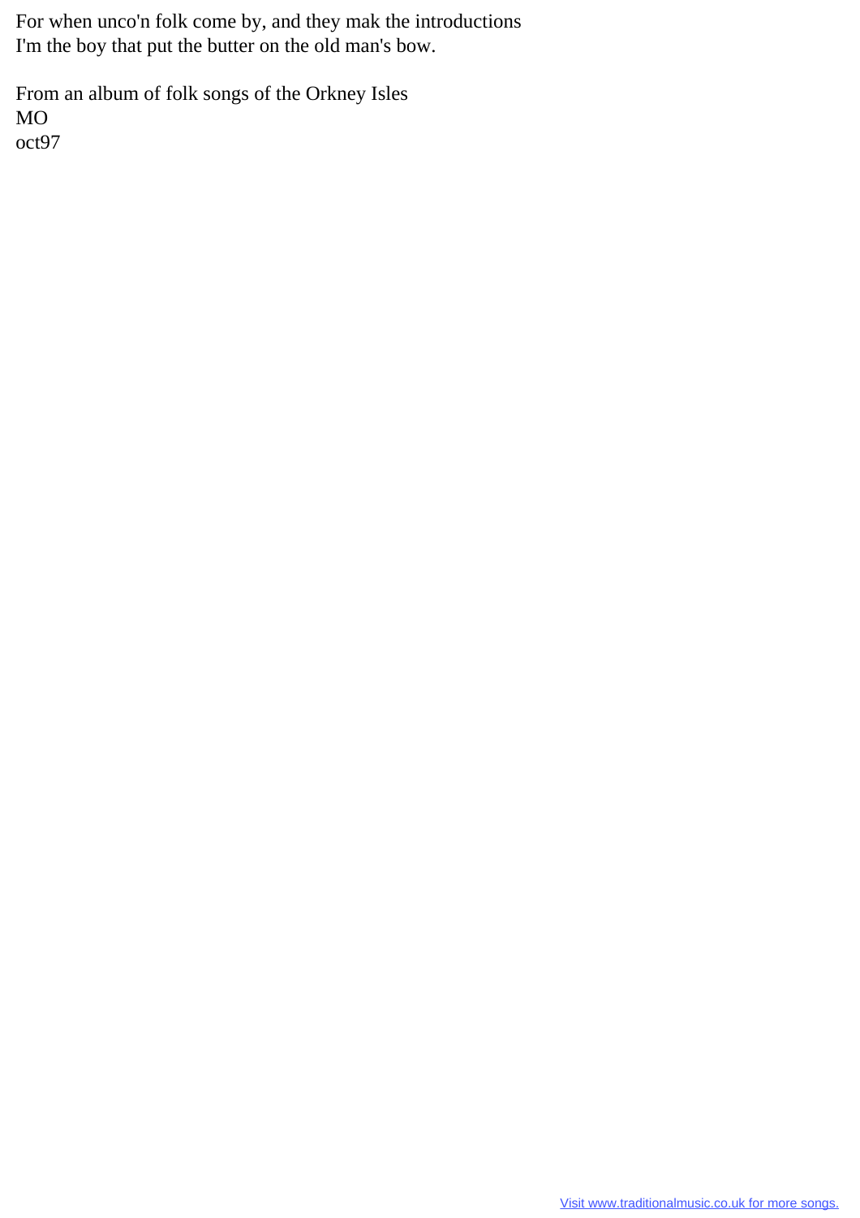For when unco'n folk come by, and they mak the introductions
I'm the boy that put the butter on the old man's bow.

From an album of folk songs of the Orkney Isles
MO
oct97